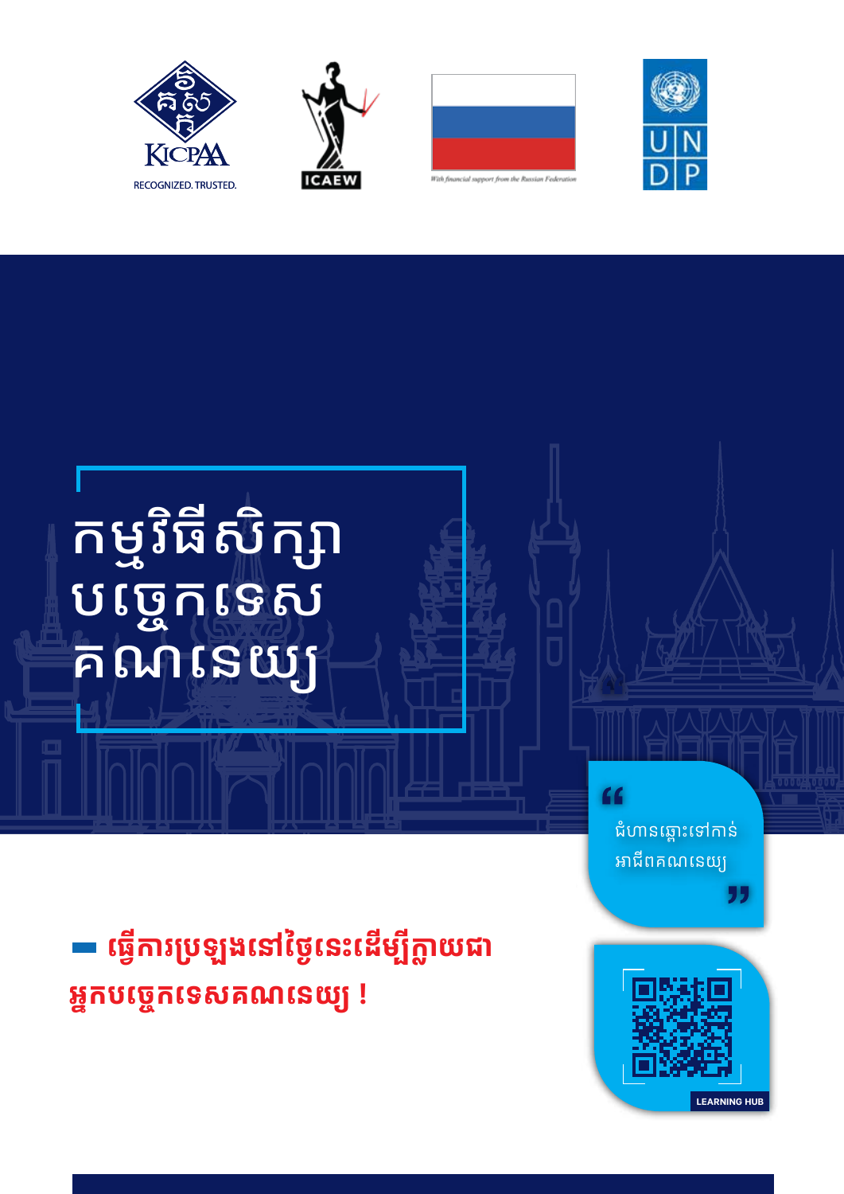KICPAA

RECOGNIZED. TRUSTED.

ICAEW

With financial support from the Russian Federation

UNDP

# កម្មវិធីសិក្សា បច្ចេកទេស គណនេយ្យ

"ជំហានឆ្ពោះទៅកាន់អាជីពគណនេយ្យ"

**ធ្វើការប្រឡងនៅថ្ងៃនេះដើម្បីក្លាយជាអ្នកបច្ចេកទេសគណនេយ្យ !**

LEARNING HUB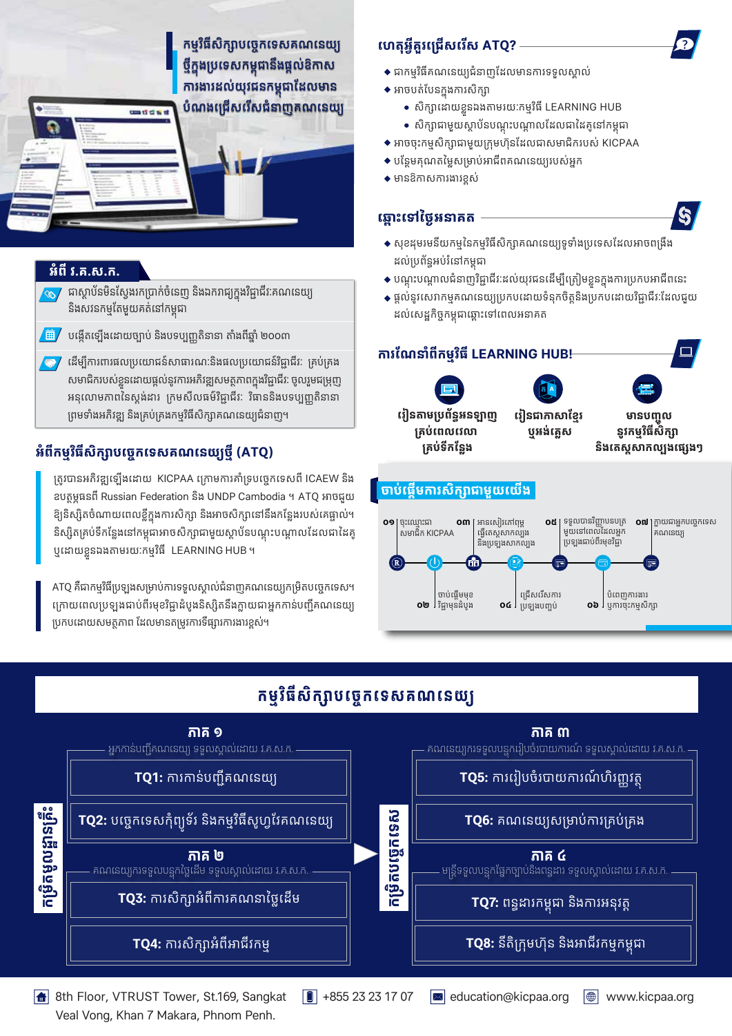## កម្មវិធីសិក្សាបច្ចេកទេសគណនេយ្យថ្មីក្នុងប្រទេសកម្ពុជានឹងផ្តល់ឱកាសការងារដល់យុវជនកម្ពុជាដែលមានបំណងជ្រើសរើសជំនាញគណនេយ្យ

### អំពី វ.គ.ស.ក.

- ជាស្ថាប័នមិនស្វែងរកប្រាក់ចំណេញ និងអាជ្ញាធរក្នុងវិជ្ជាជីវៈគណនេយ្យ និងសវនកម្មតែមួយគត់នៅកម្ពុជា
- បង្កើតឡើងដោយច្បាប់ និងបទប្បញ្ញត្តិនានា តាំងពីឆ្នាំ ២០០៣
- ដើម្បីការពារផលប្រយោជន៍សាធារណៈនិងផលប្រយោជន៍វិជ្ជាជីវៈ គ្រប់គ្រងសមាជិករបស់ខ្លួនដោយផ្តល់នូវការអភិវឌ្ឍសមត្ថភាពក្នុងវិជ្ជាជីវៈ ចូលរួមធ្វើឱ្យអនុលោមភាពនៃស្តង់ដារ ក្រមសីលធម៌វិជ្ជាជីវៈ វិធាននិងបទប្បញ្ញត្តិនានា ព្រមទាំងអភិវឌ្ឍ និងគ្រប់គ្រងកម្មវិធីសិក្សាគណនេយ្យជំនាញ។

### អំពីកម្មវិធីសិក្សាបច្ចេកទេសគណនេយ្យថ្មី (ATQ)

ត្រូវបានអភិវឌ្ឍឡើងដោយ KICPAA ក្រោមការគាំទ្របច្ចេកទេសពី ICAEW និងឧបត្ថម្ភធនពី Russian Federation និង UNDP Cambodia ។ ATQ អាចជួយឱ្យនិស្សិតចំណាយពេលខ្លីក្នុងការសិក្សា និងអាចសិក្សានៅកន្លែងរបស់គេផ្ទាល់។ និស្សិតគ្រប់ទីកន្លែងនៅកម្ពុជាអាចសិក្សាជាមួយស្ថាប័នបណ្តុះបណ្តាលដែលជាដៃគូ ឬដោយខ្លួនឯងតាមរយៈកម្មវិធី LEARNING HUB ។

ATQ គឺជាកម្មវិធីប្រឡងសម្រាប់ការទទួលស្គាល់ជំនាញគណនេយ្យកម្រិតបច្ចេកទេស។ ក្រោយពេលប្រឡងជាប់ពីរមុខវិជ្ជាដំបូងនិស្សិតនឹងក្លាយជាអ្នកកាន់បញ្ជីគណនេយ្យប្រកបដោយសមត្ថភាព ដែលមានតម្រូវការទីផ្សារការងារខ្ពស់។

### ហេតុអ្វីគួរជ្រើសរើស ATQ?

- ជាកម្មវិធីគណនេយ្យជំនាញដែលមានការទទួលស្គាល់
- អាចបត់បែនក្នុងការសិក្សា
  - សិក្សាដោយខ្លួនឯងតាមរយៈកម្មវិធី LEARNING HUB
  - សិក្សាជាមួយស្ថាប័នបណ្តុះបណ្តាលដែលជាដៃគូនៅកម្ពុជា
- អាចចុះកម្មសិក្សាជាមួយក្រុមហ៊ុនដែលជាសមាជិករបស់ KICPAA
- បន្ថែមគុណតម្លៃសម្រាប់អាជីពគណនេយ្យរបស់អ្នក
- មានឱកាសការងារខ្ពស់

### ឆ្ពោះទៅថ្ងៃអនាគត

- សុខដុមរមនីយកម្មនៃកម្មវិធីសិក្សាគណនេយ្យទូទាំងប្រទេសដែលអាចពង្រឹងដល់ប្រព័ន្ធអប់រំនៅកម្ពុជា
- បណ្តុះបណ្តាលជំនាញវិជ្ជាជីវៈដល់យុវជនដើម្បីត្រៀមខ្លួនក្នុងការប្រកបអាជីពនេះ
- ផ្តល់នូវសេវាកម្មគណនេយ្យប្រកបដោយទំនុកចិត្តនិងប្រកបដោយវិជ្ជាជីវៈដែលជួយដល់សេដ្ឋកិច្ចកម្ពុជាឆ្ពោះទៅពេលអនាគត

### ការណែនាំពីកម្មវិធី LEARNING HUB!

- រៀនតាមប្រព័ន្ធអនឡាញ គ្រប់ពេលវេលា គ្រប់ទីកន្លែង
- រៀនជាភាសាខ្មែរ ឬអង់គ្លេស
- មានបញ្ចូលនូវកម្មវិធីសិក្សា និងតេស្តសាកល្បងផ្សេងៗ

### ចាប់ផ្តើមការសិក្សាជាមួយយើង

- ០១ ចុះឈ្មោះជាសមាជិក KICPAA
- ០២ ចាប់ផ្តើមមុខវិជ្ជាមុខដំបូង
- ០៣ អានសៀវភៅឬធ្វើតេស្តសាកល្បងនិងប្រឡងសាកល្បង
- ០៤ ជ្រើសរើសការប្រឡងបញ្ចប់
- ០៥ ទទួលបានវិញ្ញាបនបត្រមួយនៅពេលដែលអ្នកប្រឡងជាប់ពីរមុខវិជ្ជា
- ០៦ បំពេញការងារ ឬការចុះកម្មសិក្សា
- ០៧ ក្លាយជាអ្នកបច្ចេកទេសគណនេយ្យ

## កម្មវិធីសិក្សាបច្ចេកទេសគណនេយ្យ

**កម្រិតមូលដ្ឋានគ្រឹះ**

**ភាគ ១** — អ្នកកាន់បញ្ជីគណនេយ្យ ទទួលស្គាល់ដោយ វ.គ.ស.ក.

- **TQ1:** ការកាន់បញ្ជីគណនេយ្យ
- **TQ2:** បច្ចេកទេសកុំព្យូទ័រ និងកម្មវិធីសូហ្វវែរគណនេយ្យ

**ភាគ ២** — គណនេយ្យករទទួលបន្ទុកថ្លៃដើម ទទួលស្គាល់ដោយ វ.គ.ស.ក.

- **TQ3:** ការសិក្សាអំពីការគណនាថ្លៃដើម
- **TQ4:** ការសិក្សាអំពីអាជីវកម្ម

**កម្រិតបច្ចេកទេស**

**ភាគ ៣** — គណនេយ្យករទទួលបន្ទុករៀបចំរបាយការណ៍ ទទួលស្គាល់ដោយ វ.គ.ស.ក.

- **TQ5:** ការរៀបចំរបាយការណ៍ហិរញ្ញវត្ថុ
- **TQ6:** គណនេយ្យសម្រាប់ការគ្រប់គ្រង

**ភាគ ៤** — មន្ត្រីទទួលបន្ទុកផ្នែកច្បាប់និងពន្ធដារ ទទួលស្គាល់ដោយ វ.គ.ស.ក.

- **TQ7:** ពន្ធដារកម្ពុជា និងការអនុវត្ត
- **TQ8:** នីតិក្រុមហ៊ុន និងអាជីវកម្មកម្ពុជា

8th Floor, VTRUST Tower, St.169, Sangkat Veal Vong, Khan 7 Makara, Phnom Penh. | +855 23 23 17 07 | education@kicpaa.org | www.kicpaa.org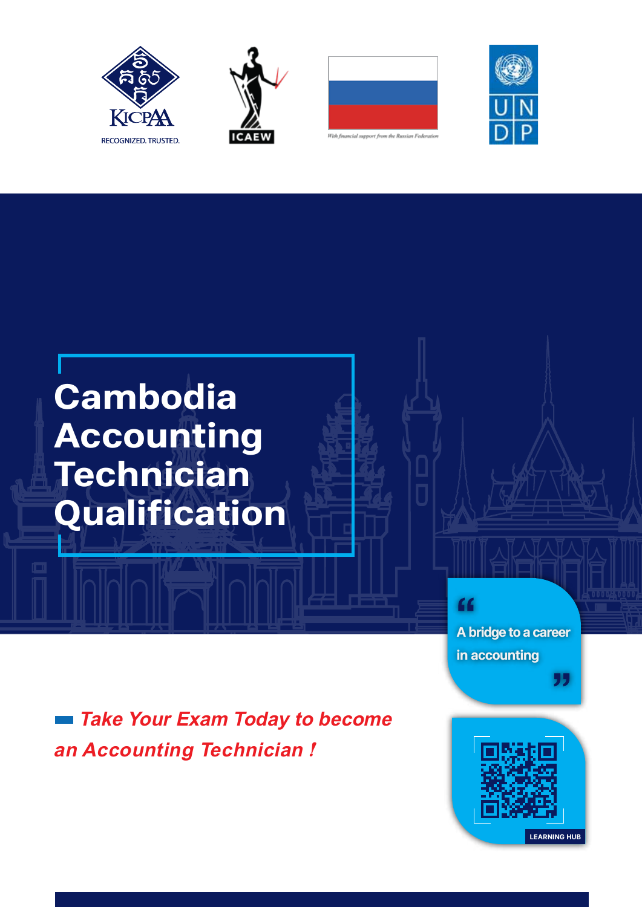KICPAA
RECOGNIZED. TRUSTED.

ICAEW

With financial support from the Russian Federation

UN DP

# Cambodia Accounting Technician Qualification

"A bridge to a career in accounting"

LEARNING HUB

*Take Your Exam Today to become an Accounting Technician !*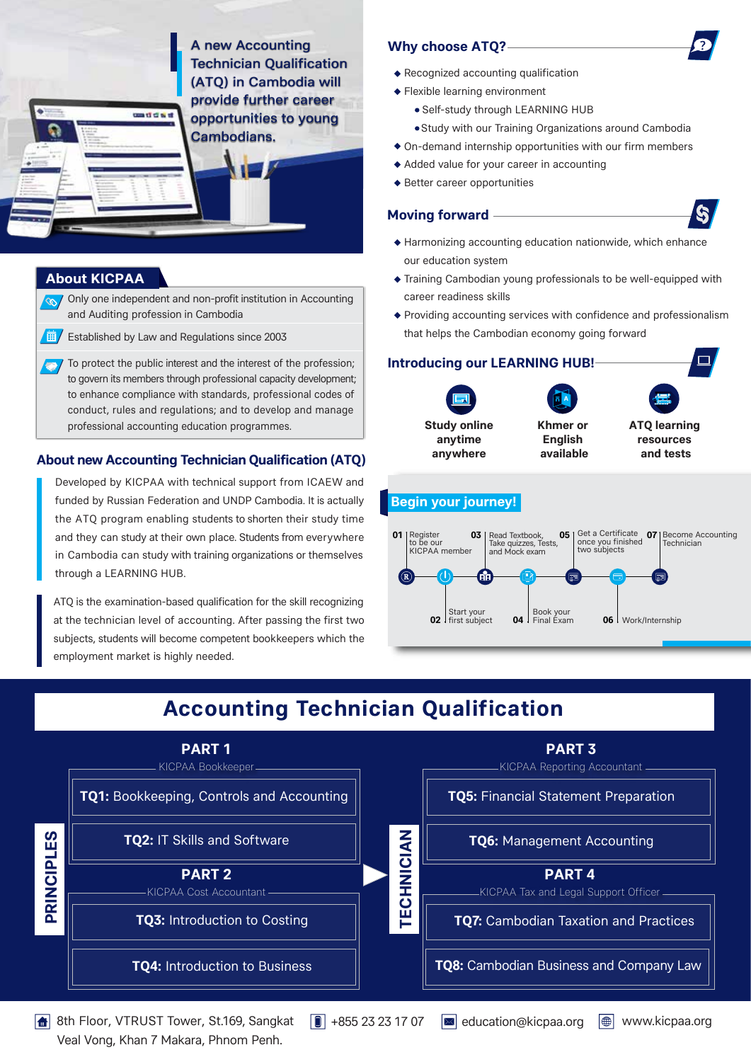A new Accounting Technician Qualification (ATQ) in Cambodia will provide further career opportunities to young Cambodians.

## About KICPAA

- Only one independent and non-profit institution in Accounting and Auditing profession in Cambodia
- Established by Law and Regulations since 2003
- To protect the public interest and the interest of the profession; to govern its members through professional capacity development; to enhance compliance with standards, professional codes of conduct, rules and regulations; and to develop and manage professional accounting education programmes.

## About new Accounting Technician Qualification (ATQ)

Developed by KICPAA with technical support from ICAEW and funded by Russian Federation and UNDP Cambodia. It is actually the ATQ program enabling students to shorten their study time and they can study at their own place. Students from everywhere in Cambodia can study with training organizations or themselves through a LEARNING HUB.

ATQ is the examination-based qualification for the skill recognizing at the technician level of accounting. After passing the first two subjects, students will become competent bookkeepers which the employment market is highly needed.

## Why choose ATQ?

- Recognized accounting qualification
- Flexible learning environment
  - Self-study through LEARNING HUB
  - Study with our Training Organizations around Cambodia
- On-demand internship opportunities with our firm members
- Added value for your career in accounting
- Better career opportunities

## Moving forward

- Harmonizing accounting education nationwide, which enhance our education system
- Training Cambodian young professionals to be well-equipped with career readiness skills
- Providing accounting services with confidence and professionalism that helps the Cambodian economy going forward

## Introducing our LEARNING HUB!

- **Study online anytime anywhere**
- **Khmer or English available**
- **ATQ learning resources and tests**

## Begin your journey!

01 Register to be our KICPAA member

02 Start your first subject

03 Read Textbook, Take quizzes, Tests, and Mock exam

04 Book your Final Exam

05 Get a Certificate once you finished two subjects

06 Work/Internship

07 Become Accounting Technician

# Accounting Technician Qualification

**PRINCIPLES**

**PART 1** — KICPAA Bookkeeper

- **TQ1:** Bookkeeping, Controls and Accounting
- **TQ2:** IT Skills and Software

**PART 2** — KICPAA Cost Accountant

- **TQ3:** Introduction to Costing
- **TQ4:** Introduction to Business

**TECHNICIAN**

**PART 3** — KICPAA Reporting Accountant

- **TQ5:** Financial Statement Preparation
- **TQ6:** Management Accounting

**PART 4** — KICPAA Tax and Legal Support Officer

- **TQ7:** Cambodian Taxation and Practices
- **TQ8:** Cambodian Business and Company Law

8th Floor, VTRUST Tower, St.169, Sangkat Veal Vong, Khan 7 Makara, Phnom Penh. | +855 23 23 17 07 | education@kicpaa.org | www.kicpaa.org